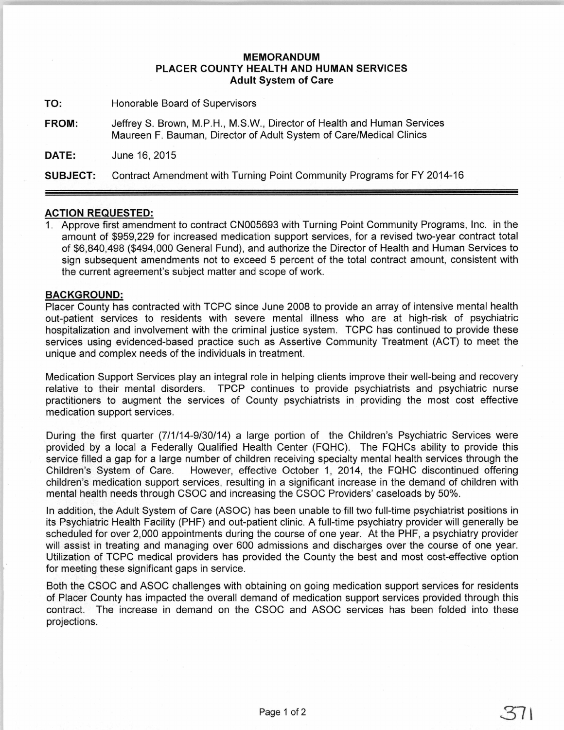**MEMORANDUM**
**PLACER COUNTY HEALTH AND HUMAN SERVICES**
**Adult System of Care**

**TO:** Honorable Board of Supervisors

**FROM:** Jeffrey S. Brown, M.P.H., M.S.W., Director of Health and Human Services
Maureen F. Bauman, Director of Adult System of Care/Medical Clinics

**DATE:** June 16, 2015

**SUBJECT:** Contract Amendment with Turning Point Community Programs for FY 2014-16

## ACTION REQUESTED:

1. Approve first amendment to contract CN005693 with Turning Point Community Programs, Inc. in the amount of $959,229 for increased medication support services, for a revised two-year contract total of $6,840,498 ($494,000 General Fund), and authorize the Director of Health and Human Services to sign subsequent amendments not to exceed 5 percent of the total contract amount, consistent with the current agreement's subject matter and scope of work.

## BACKGROUND:

Placer County has contracted with TCPC since June 2008 to provide an array of intensive mental health out-patient services to residents with severe mental illness who are at high-risk of psychiatric hospitalization and involvement with the criminal justice system. TCPC has continued to provide these services using evidenced-based practice such as Assertive Community Treatment (ACT) to meet the unique and complex needs of the individuals in treatment.

Medication Support Services play an integral role in helping clients improve their well-being and recovery relative to their mental disorders. TPCP continues to provide psychiatrists and psychiatric nurse practitioners to augment the services of County psychiatrists in providing the most cost effective medication support services.

During the first quarter (7/1/14-9/30/14) a large portion of the Children's Psychiatric Services were provided by a local a Federally Qualified Health Center (FQHC). The FQHCs ability to provide this service filled a gap for a large number of children receiving specialty mental health services through the Children's System of Care. However, effective October 1, 2014, the FQHC discontinued offering children's medication support services, resulting in a significant increase in the demand of children with mental health needs through CSOC and increasing the CSOC Providers' caseloads by 50%.

In addition, the Adult System of Care (ASOC) has been unable to fill two full-time psychiatrist positions in its Psychiatric Health Facility (PHF) and out-patient clinic. A full-time psychiatry provider will generally be scheduled for over 2,000 appointments during the course of one year. At the PHF, a psychiatry provider will assist in treating and managing over 600 admissions and discharges over the course of one year. Utilization of TCPC medical providers has provided the County the best and most cost-effective option for meeting these significant gaps in service.

Both the CSOC and ASOC challenges with obtaining on going medication support services for residents of Placer County has impacted the overall demand of medication support services provided through this contract. The increase in demand on the CSOC and ASOC services has been folded into these projections.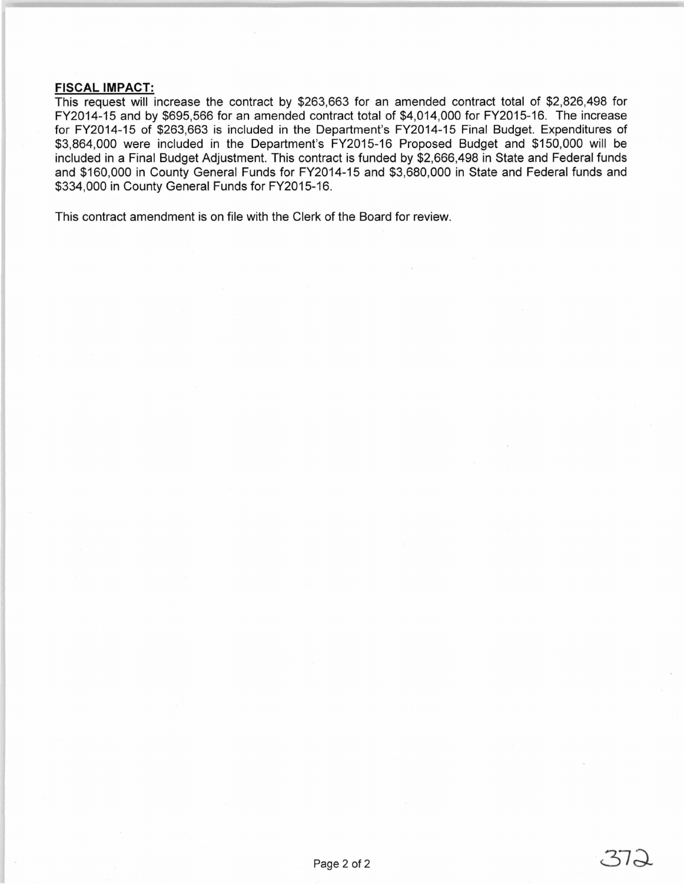**FISCAL IMPACT:**

This request will increase the contract by $263,663 for an amended contract total of $2,826,498 for FY2014-15 and by $695,566 for an amended contract total of $4,014,000 for FY2015-16. The increase for FY2014-15 of $263,663 is included in the Department's FY2014-15 Final Budget. Expenditures of $3,864,000 were included in the Department's FY2015-16 Proposed Budget and $150,000 will be included in a Final Budget Adjustment. This contract is funded by $2,666,498 in State and Federal funds and $160,000 in County General Funds for FY2014-15 and $3,680,000 in State and Federal funds and $334,000 in County General Funds for FY2015-16.

This contract amendment is on file with the Clerk of the Board for review.